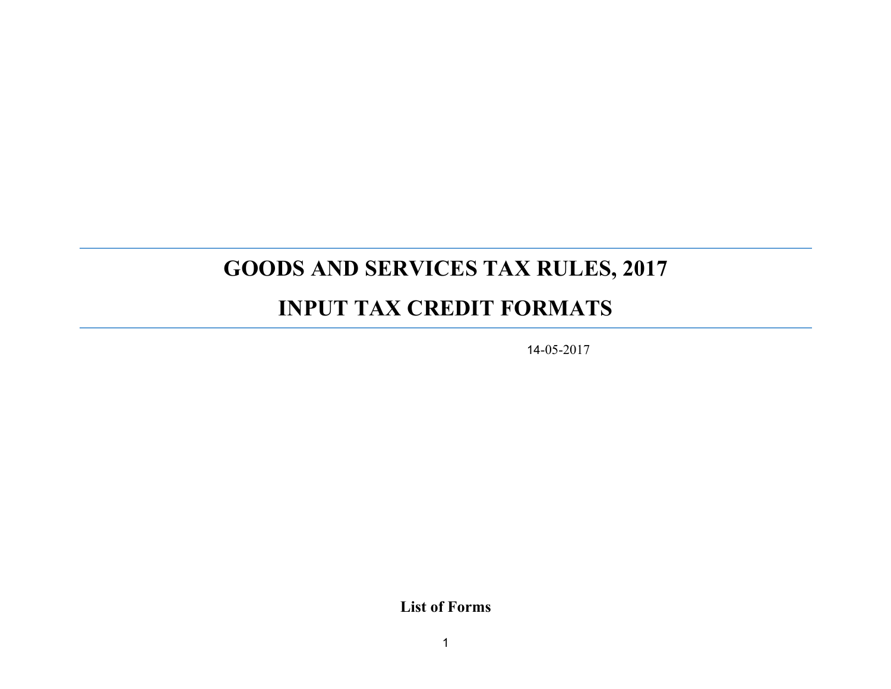# GOODS AND SERVICES TAX RULES, 2017

# INPUT TAX CREDIT FORMATS

14-05-2017

**List of Forms**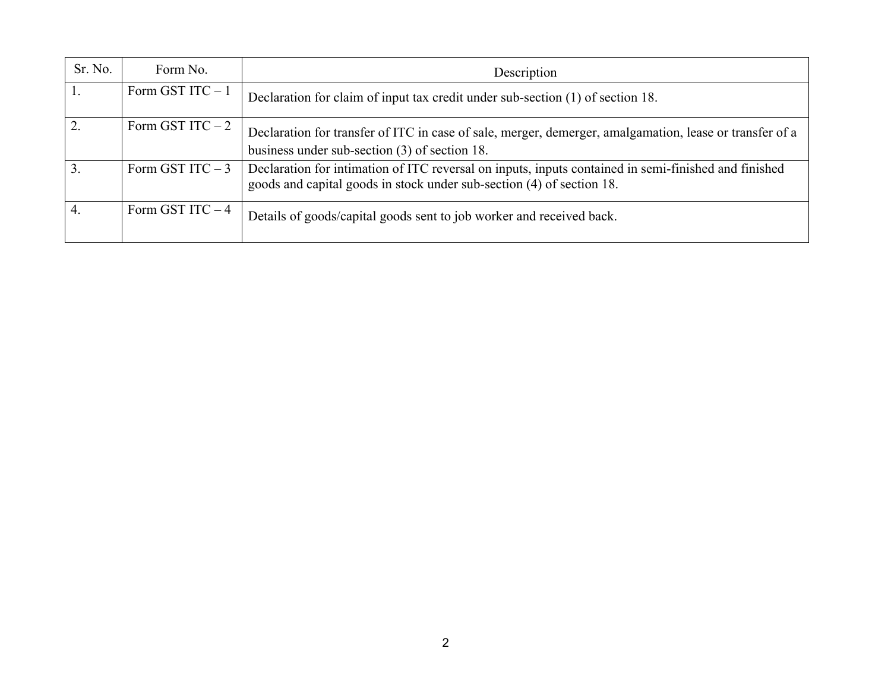| Sr. No. | Form No. | Description |
| --- | --- | --- |
| 1. | Form GST ITC – 1 | Declaration for claim of input tax credit under sub-section (1) of section 18. |
| 2. | Form GST ITC – 2 | Declaration for transfer of ITC in case of sale, merger, demerger, amalgamation, lease or transfer of a business under sub-section (3) of section 18. |
| 3. | Form GST ITC – 3 | Declaration for intimation of ITC reversal on inputs, inputs contained in semi-finished and finished goods and capital goods in stock under sub-section (4) of section 18. |
| 4. | Form GST ITC – 4 | Details of goods/capital goods sent to job worker and received back. |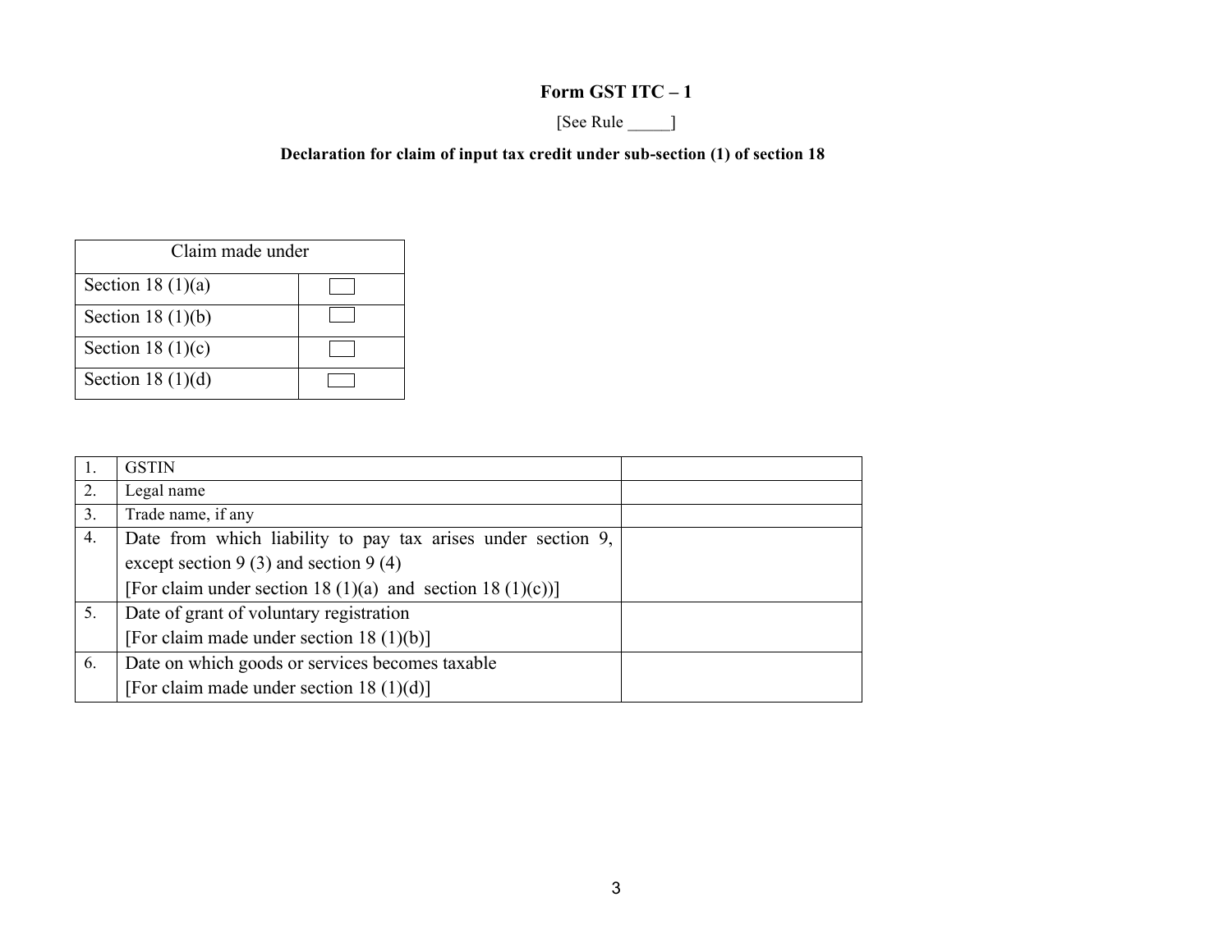**Form GST ITC – 1**

[See Rule _____]

**Declaration for claim of input tax credit under sub-section (1) of section 18**

| Claim made under | |
|---|---|
| Section 18 (1)(a) | ☐ |
| Section 18 (1)(b) | ☐ |
| Section 18 (1)(c) | ☐ |
| Section 18 (1)(d) | ☐ |

| | | |
|---|---|---|
| 1. | GSTIN | |
| 2. | Legal name | |
| 3. | Trade name, if any | |
| 4. | Date from which liability to pay tax arises under section 9, except section 9 (3) and section 9 (4) [For claim under section 18 (1)(a) and section 18 (1)(c))] | |
| 5. | Date of grant of voluntary registration [For claim made under section 18 (1)(b)] | |
| 6. | Date on which goods or services becomes taxable [For claim made under section 18 (1)(d)] | |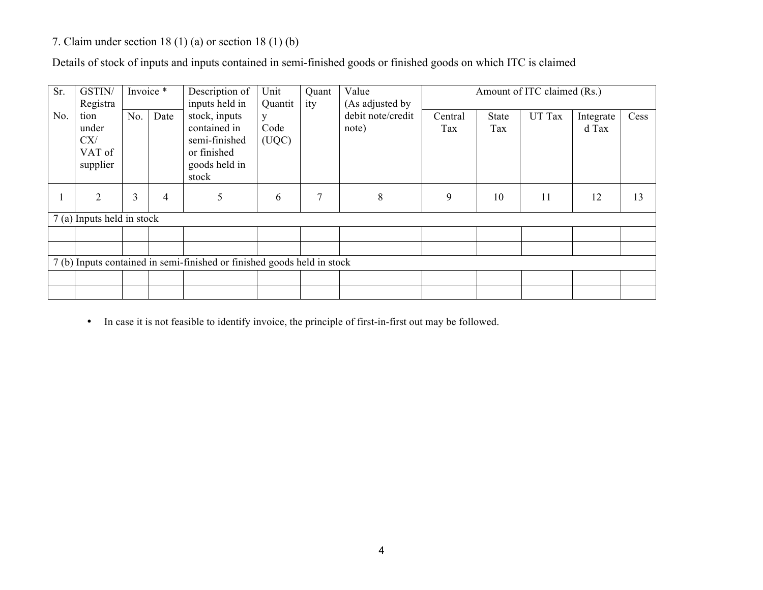7. Claim under section 18 (1) (a) or section 18 (1) (b)

Details of stock of inputs and inputs contained in semi-finished goods or finished goods on which ITC is claimed

| Sr. No. | GSTIN/ Registration under CX/ VAT of supplier | Invoice * | | Description of inputs held in stock, inputs contained in semi-finished or finished goods held in stock | Unit Quantity Code (UQC) | Quantity | Value (As adjusted by debit note/credit note) | Amount of ITC claimed (Rs.) | | | | |
|---|---|---|---|---|---|---|---|---|---|---|---|---|
| | | No. | Date | | | | | Central Tax | State Tax | UT Tax | Integrated Tax | Cess |
| 1 | 2 | 3 | 4 | 5 | 6 | 7 | 8 | 9 | 10 | 11 | 12 | 13 |
| 7 (a) Inputs held in stock | | | | | | | | | | | | |
| | | | | | | | | | | | | |
| | | | | | | | | | | | | |
| 7 (b) Inputs contained in semi-finished or finished goods held in stock | | | | | | | | | | | | |
| | | | | | | | | | | | | |
| | | | | | | | | | | | | |

- In case it is not feasible to identify invoice, the principle of first-in-first out may be followed.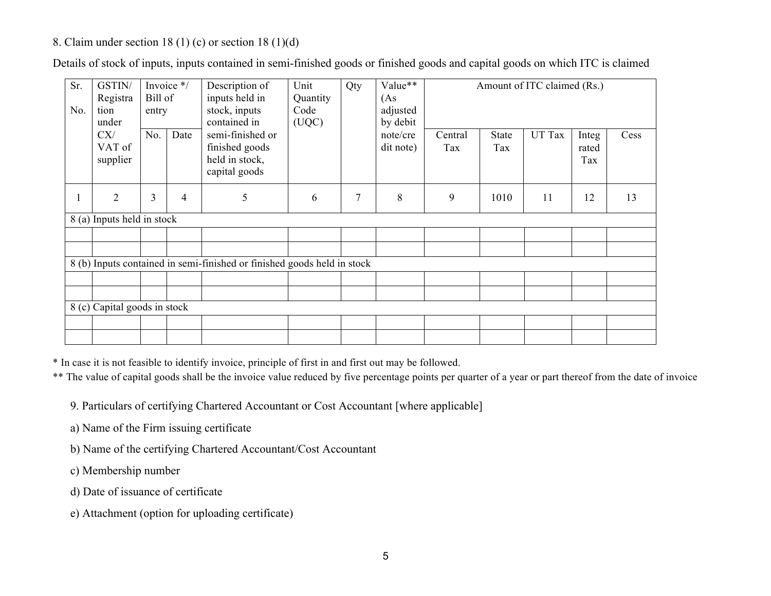8. Claim under section 18 (1) (c) or section 18 (1)(d)

Details of stock of inputs, inputs contained in semi-finished goods or finished goods and capital goods on which ITC is claimed

| Sr. No. | GSTIN/ Registration under CX/ VAT of supplier | Invoice */ Bill of entry | | Description of inputs held in stock, inputs contained in semi-finished or finished goods held in stock, capital goods | Unit Quantity Code (UQC) | Qty | Value** (As adjusted by debit note/credit note) | Amount of ITC claimed (Rs.) | | | | |
|---|---|---|---|---|---|---|---|---|---|---|---|---|
| | | No. | Date | | | | | Central Tax | State Tax | UT Tax | Integrated Tax | Cess |
| 1 | 2 | 3 | 4 | 5 | 6 | 7 | 8 | 9 | 1010 | 11 | 12 | 13 |
| 8 (a) Inputs held in stock | | | | | | | | | | | | |
| | | | | | | | | | | | | |
| | | | | | | | | | | | | |
| 8 (b) Inputs contained in semi-finished or finished goods held in stock | | | | | | | | | | | | |
| | | | | | | | | | | | | |
| | | | | | | | | | | | | |
| 8 (c) Capital goods in stock | | | | | | | | | | | | |
| | | | | | | | | | | | | |
| | | | | | | | | | | | | |

* In case it is not feasible to identify invoice, principle of first in and first out may be followed.

** The value of capital goods shall be the invoice value reduced by five percentage points per quarter of a year or part thereof from the date of invoice

9. Particulars of certifying Chartered Accountant or Cost Accountant [where applicable]

a) Name of the Firm issuing certificate

b) Name of the certifying Chartered Accountant/Cost Accountant

c) Membership number

d) Date of issuance of certificate

e) Attachment (option for uploading certificate)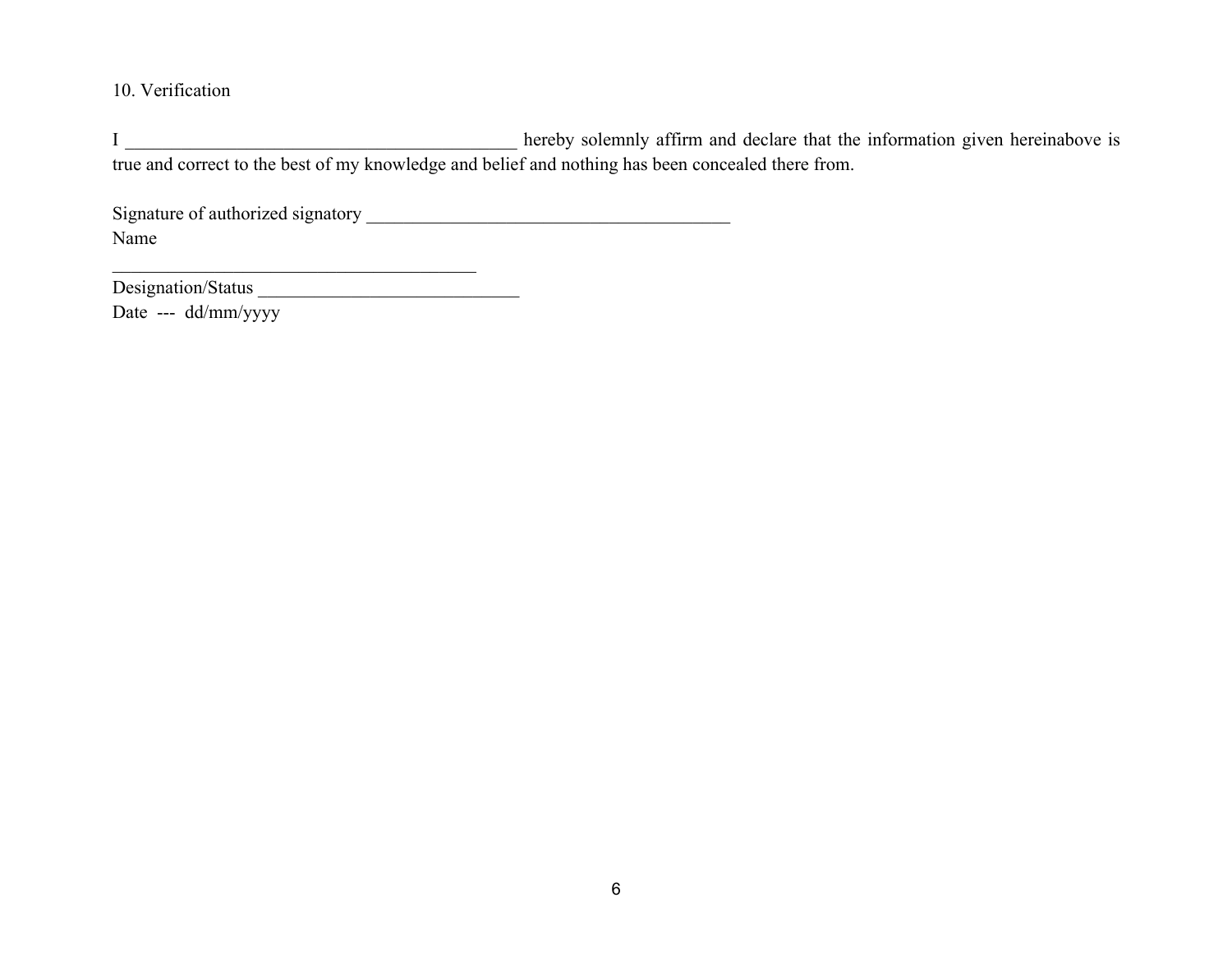10. Verification

I __________________________________________ hereby solemnly affirm and declare that the information given hereinabove is true and correct to the best of my knowledge and belief and nothing has been concealed there from.

Signature of authorized signatory _______________________________________

Name

_______________________________________

Designation/Status ____________________________

Date --- dd/mm/yyyy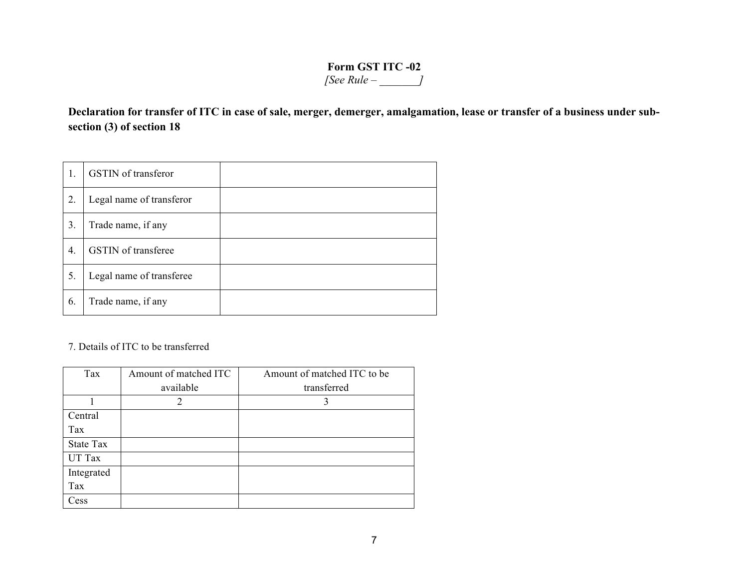**Form GST ITC -02**

*[See Rule – _______]*

**Declaration for transfer of ITC in case of sale, merger, demerger, amalgamation, lease or transfer of a business under sub-section (3) of section 18**

| | | |
|---|---|---|
| 1. | GSTIN of transferor | |
| 2. | Legal name of transferor | |
| 3. | Trade name, if any | |
| 4. | GSTIN of transferee | |
| 5. | Legal name of transferee | |
| 6. | Trade name, if any | |

7. Details of ITC to be transferred

| Tax | Amount of matched ITC available | Amount of matched ITC to be transferred |
|---|---|---|
| 1 | 2 | 3 |
| Central Tax | | |
| State Tax | | |
| UT Tax | | |
| Integrated Tax | | |
| Cess | | |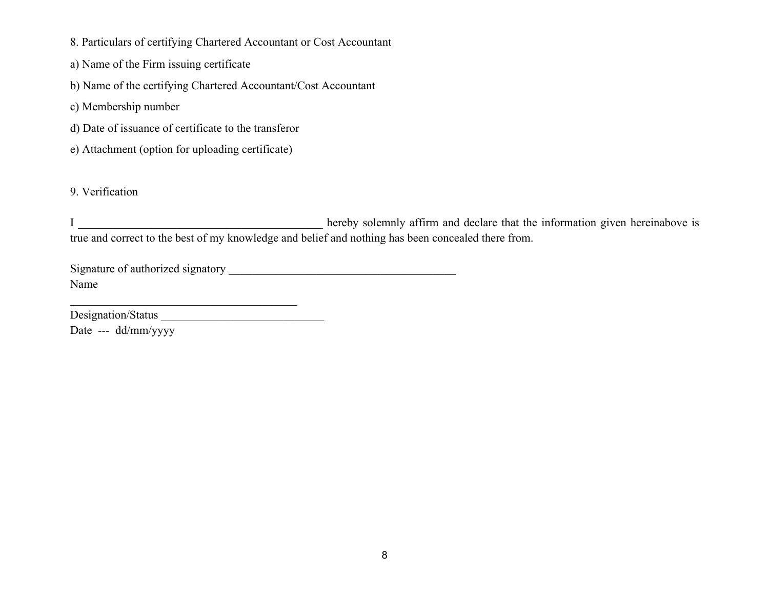8. Particulars of certifying Chartered Accountant or Cost Accountant

a) Name of the Firm issuing certificate

b) Name of the certifying Chartered Accountant/Cost Accountant

c) Membership number

d) Date of issuance of certificate to the transferor

e) Attachment (option for uploading certificate)

9. Verification

I __________________________________________ hereby solemnly affirm and declare that the information given hereinabove is true and correct to the best of my knowledge and belief and nothing has been concealed there from.

Signature of authorized signatory _______________________________________

Name _______________________________________

Designation/Status ____________________________

Date --- dd/mm/yyyy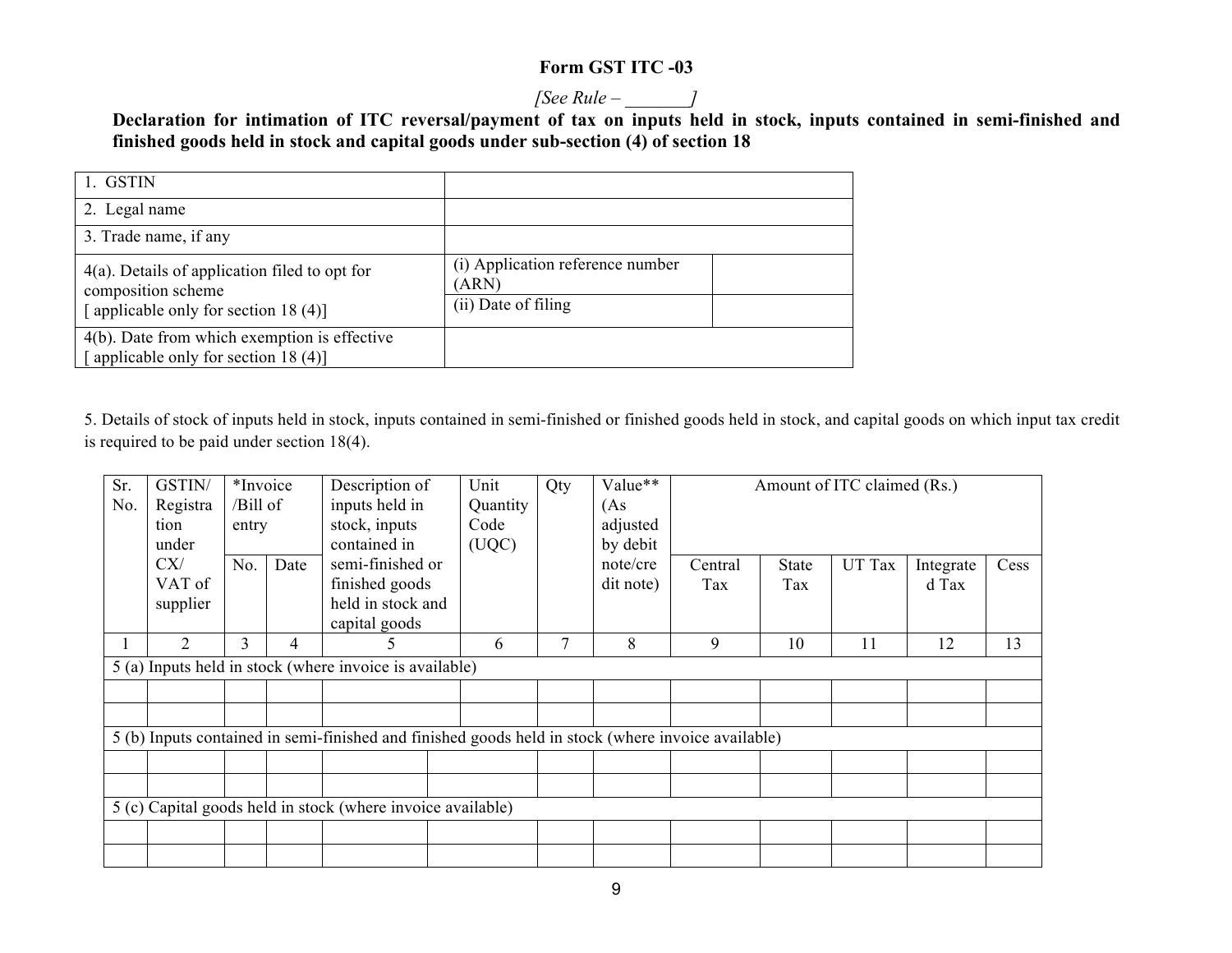**Form GST ITC -03**

*[See Rule – _______]*

**Declaration for intimation of ITC reversal/payment of tax on inputs held in stock, inputs contained in semi-finished and finished goods held in stock and capital goods under sub-section (4) of section 18**

| | | |
|---|---|---|
| 1. GSTIN | | |
| 2. Legal name | | |
| 3. Trade name, if any | | |
| 4(a). Details of application filed to opt for composition scheme [ applicable only for section 18 (4)] | (i) Application reference number (ARN) | |
| | (ii) Date of filing | |
| 4(b). Date from which exemption is effective [ applicable only for section 18 (4)] | | |

5. Details of stock of inputs held in stock, inputs contained in semi-finished or finished goods held in stock, and capital goods on which input tax credit is required to be paid under section 18(4).

| Sr. No. | GSTIN/ Registration under CX/ VAT of supplier | *Invoice /Bill of entry | | Description of inputs held in stock, inputs contained in semi-finished or finished goods held in stock and capital goods | Unit Quantity Code (UQC) | Qty | Value** (As adjusted by debit note/credit note) | Amount of ITC claimed (Rs.) | | | | |
|---|---|---|---|---|---|---|---|---|---|---|---|---|
| | | No. | Date | | | | | Central Tax | State Tax | UT Tax | Integrated Tax | Cess |
| 1 | 2 | 3 | 4 | 5 | 6 | 7 | 8 | 9 | 10 | 11 | 12 | 13 |
| 5 (a) Inputs held in stock (where invoice is available) | | | | | | | | | | | | |
| | | | | | | | | | | | | |
| | | | | | | | | | | | | |
| 5 (b) Inputs contained in semi-finished and finished goods held in stock (where invoice available) | | | | | | | | | | | | |
| | | | | | | | | | | | | |
| | | | | | | | | | | | | |
| 5 (c) Capital goods held in stock (where invoice available) | | | | | | | | | | | | |
| | | | | | | | | | | | | |
| | | | | | | | | | | | | |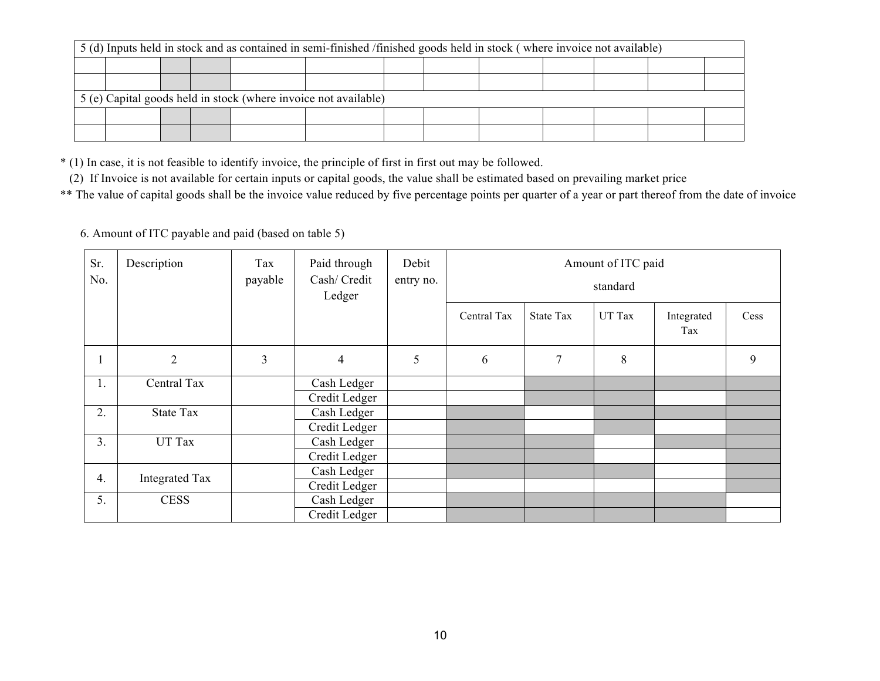| 5 (d) Inputs held in stock and as contained in semi-finished /finished goods held in stock ( where invoice not available) | | | | | | | | | | | | |
|---|---|---|---|---|---|---|---|---|---|---|---|---|
| | | | | | | | | | | | | |
| | | | | | | | | | | | | |
| 5 (e) Capital goods held in stock (where invoice not available) | | | | | | | | | | | | |
| | | | | | | | | | | | | |
| | | | | | | | | | | | | |

\* (1) In case, it is not feasible to identify invoice, the principle of first in first out may be followed.

(2) If Invoice is not available for certain inputs or capital goods, the value shall be estimated based on prevailing market price

\*\* The value of capital goods shall be the invoice value reduced by five percentage points per quarter of a year or part thereof from the date of invoice

6. Amount of ITC payable and paid (based on table 5)

| Sr. No. | Description | Tax payable | Paid through Cash/ Credit Ledger | Debit entry no. | Amount of ITC paid standard | | | | |
|---|---|---|---|---|---|---|---|---|---|
| | | | | | Central Tax | State Tax | UT Tax | Integrated Tax | Cess |
| 1 | 2 | 3 | 4 | 5 | 6 | 7 | 8 | | 9 |
| 1. | Central Tax | | Cash Ledger | | | | | | |
| | | | Credit Ledger | | | | | | |
| 2. | State Tax | | Cash Ledger | | | | | | |
| | | | Credit Ledger | | | | | | |
| 3. | UT Tax | | Cash Ledger | | | | | | |
| | | | Credit Ledger | | | | | | |
| 4. | Integrated Tax | | Cash Ledger | | | | | | |
| | | | Credit Ledger | | | | | | |
| 5. | CESS | | Cash Ledger | | | | | | |
| | | | Credit Ledger | | | | | | |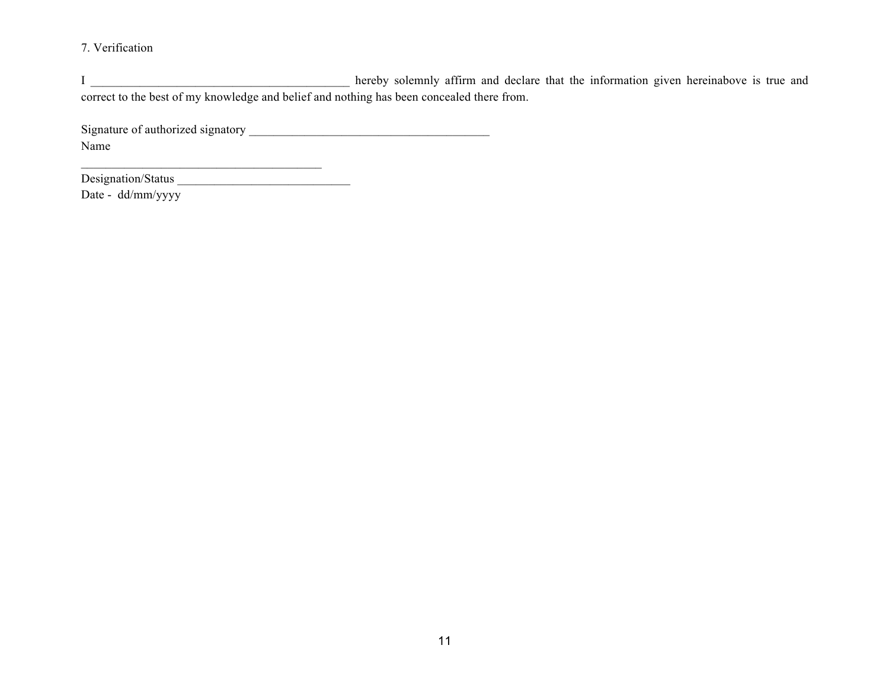7. Verification

I __________________________________________ hereby solemnly affirm and declare that the information given hereinabove is true and correct to the best of my knowledge and belief and nothing has been concealed there from.

Signature of authorized signatory _______________________________________
Name
_______________________________________
Designation/Status ___________________________
Date - dd/mm/yyyy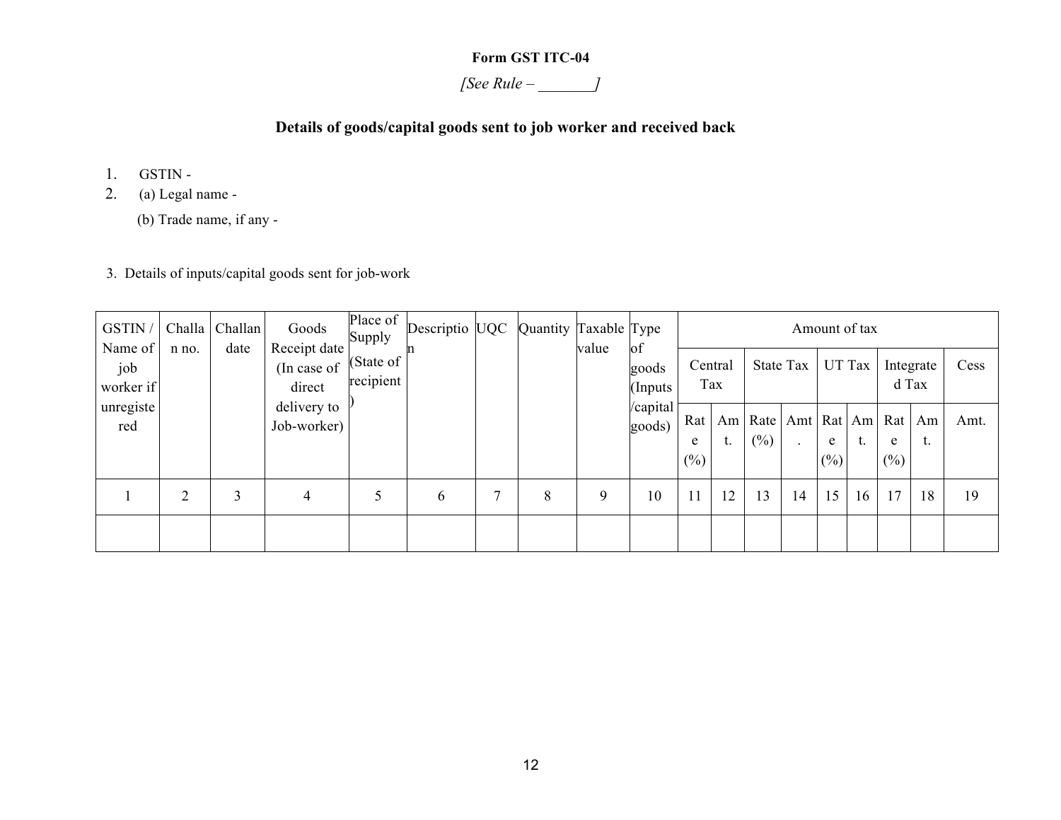**Form GST ITC-04**

*[See Rule – _______]*

**Details of goods/capital goods sent to job worker and received back**

1. GSTIN -
2. (a) Legal name -

   (b) Trade name, if any -

3. Details of inputs/capital goods sent for job-work

| GSTIN / Name of job worker if unregistered | Challan no. | Challan date | Goods Receipt date (In case of direct delivery to Job-worker) | Place of Supply (State of recipient) | Description | UQC | Quantity | Taxable value | Type of goods (Inputs /capital goods) | Amount of tax | | | | | | | | |
|---|---|---|---|---|---|---|---|---|---|---|---|---|---|---|---|---|---|---|
| | | | | | | | | | | Central Tax | | State Tax | | UT Tax | | Integrated Tax | | Cess |
| | | | | | | | | | | Rate (%) | Amt. | Rate (%) | Amt. | Rate (%) | Amt. | Rate (%) | Amt. | Amt. |
| 1 | 2 | 3 | 4 | 5 | 6 | 7 | 8 | 9 | 10 | 11 | 12 | 13 | 14 | 15 | 16 | 17 | 18 | 19 |
| | | | | | | | | | | | | | | | | | | |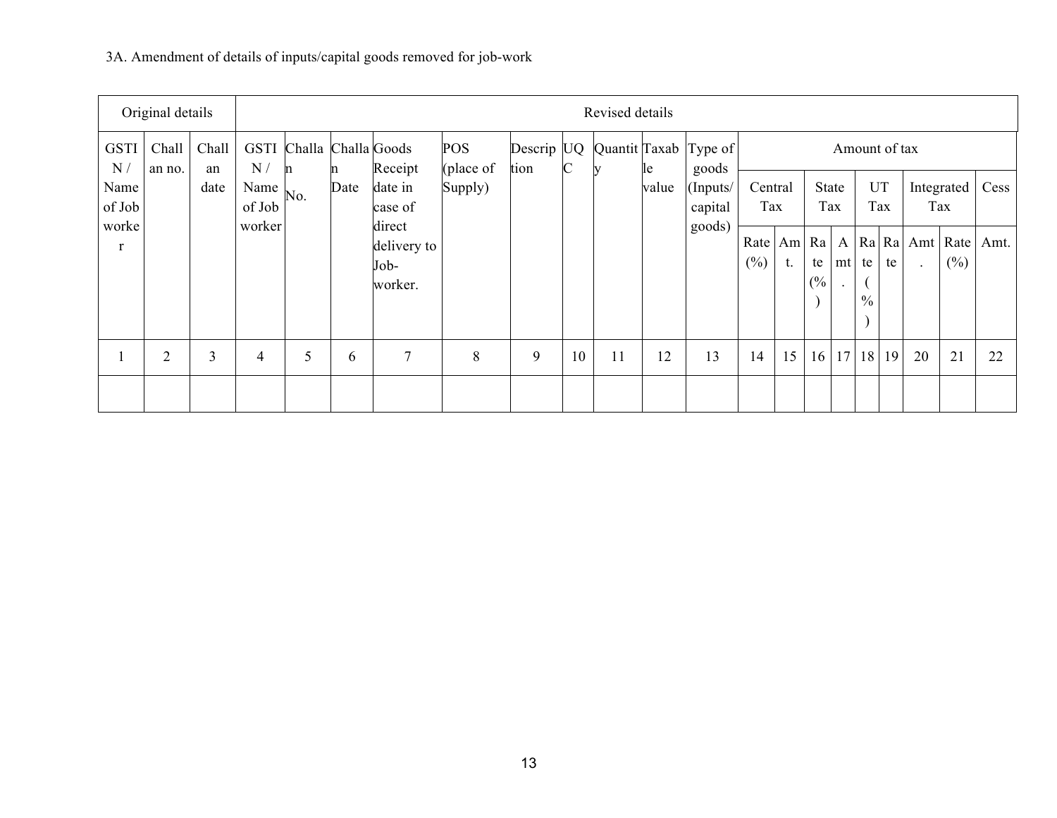3A. Amendment of details of inputs/capital goods removed for job-work

| Original details | | | Revised details | | | | | | | | | | | | | | | | | | |
|---|---|---|---|---|---|---|---|---|---|---|---|---|---|---|---|---|---|---|---|---|---|
| GSTIN / Name of Job worker | Challan no. | Challan date | GSTIN / Name of Job worker | Challan No. | Challan Date | Goods Receipt date in case of direct delivery to Job-worker. | POS (place of Supply) | Description | UQC | Quantity | Taxable value | Type of goods (Inputs/ capital goods) | Amount of tax | | | | | | | | |
| | | | | | | | | | | | | | Central Tax | | State Tax | | UT Tax | | Integrated Tax | | Cess |
| | | | | | | | | | | | | | Rate (%) | Amt. | Rate (%) | Amt. | Rate (%) | Rate | Amt. | Rate (%) | Amt. |
| 1 | 2 | 3 | 4 | 5 | 6 | 7 | 8 | 9 | 10 | 11 | 12 | 13 | 14 | 15 | 16 | 17 | 18 | 19 | 20 | 21 | 22 |
| | | | | | | | | | | | | | | | | | | | | | |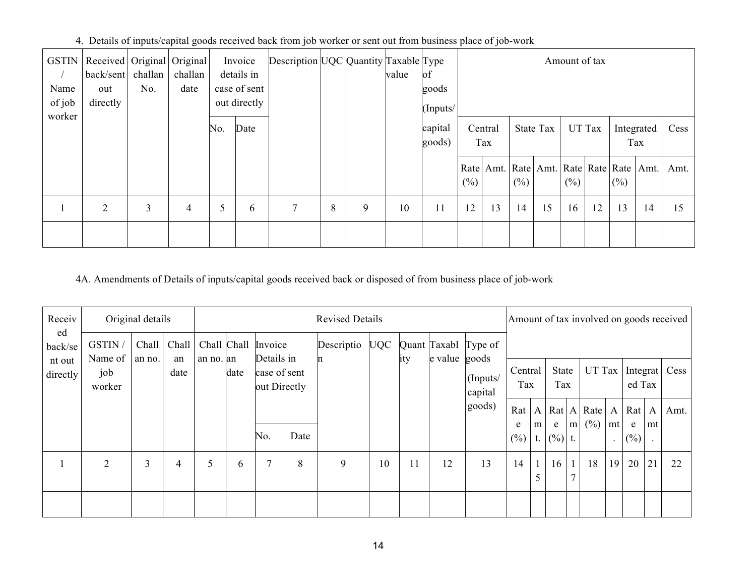4. Details of inputs/capital goods received back from job worker or sent out from business place of job-work

| GSTIN / Name of job worker | Received back/sent out directly | Original challan No. | Original challan date | Invoice details in case of sent out directly | | Description | UQC | Quantity | Taxable value | Type of goods (Inputs/ capital goods) | Amount of tax | | | | | | | | |
|---|---|---|---|---|---|---|---|---|---|---|---|---|---|---|---|---|---|---|---|
| | | | | | | | | | | | Central Tax | | State Tax | | UT Tax | | Integrated Tax | | Cess |
| | | | | No. | Date | | | | | | Rate (%) | Amt. | Rate (%) | Amt. | Rate (%) | Rate | Rate (%) | Amt. | Amt. |
| 1 | 2 | 3 | 4 | 5 | 6 | 7 | 8 | 9 | 10 | 11 | 12 | 13 | 14 | 15 | 16 | 12 | 13 | 14 | 15 |
| | | | | | | | | | | | | | | | | | | | |

4A. Amendments of Details of inputs/capital goods received back or disposed of from business place of job-work

| Received back/sent out directly | Original details | | | Revised Details | | | | | | | | | Amount of tax involved on goods received | | | | | | | | |
|---|---|---|---|---|---|---|---|---|---|---|---|---|---|---|---|---|---|---|---|---|---|
| | GSTIN / Name of job worker | Challan no. | Challan date | Challan no. | Challan date | Invoice Details in case of sent out Directly | | Description | UQC | Quantity | Taxable value | Type of goods (Inputs/ capital goods) | Central Tax | | State Tax | | UT Tax | | Integrated Tax | | Cess |
| | | | | | | No. | Date | | | | | | Rate (%) | Amt. | Rate (%) | Amt. | Rate (%) | Amt. | Rate (%) | Amt. | Amt. |
| 1 | 2 | 3 | 4 | 5 | 6 | 7 | 8 | 9 | 10 | 11 | 12 | 13 | 14 | 15 | 16 | 17 | 18 | 19 | 20 | 21 | 22 |
| | | | | | | | | | | | | | | | | | | | | | |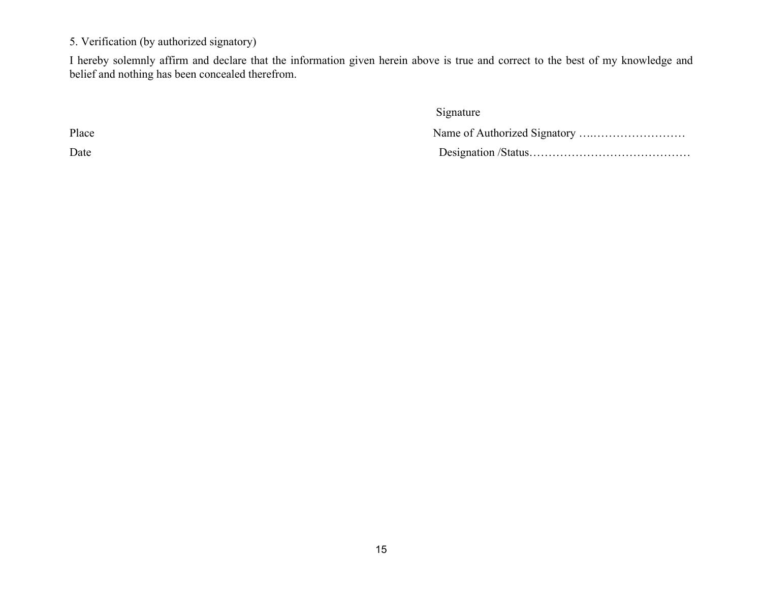5. Verification (by authorized signatory)

I hereby solemnly affirm and declare that the information given herein above is true and correct to the best of my knowledge and belief and nothing has been concealed therefrom.

Signature

Place

Name of Authorized Signatory ….……………………

Date

Designation /Status……………………………………